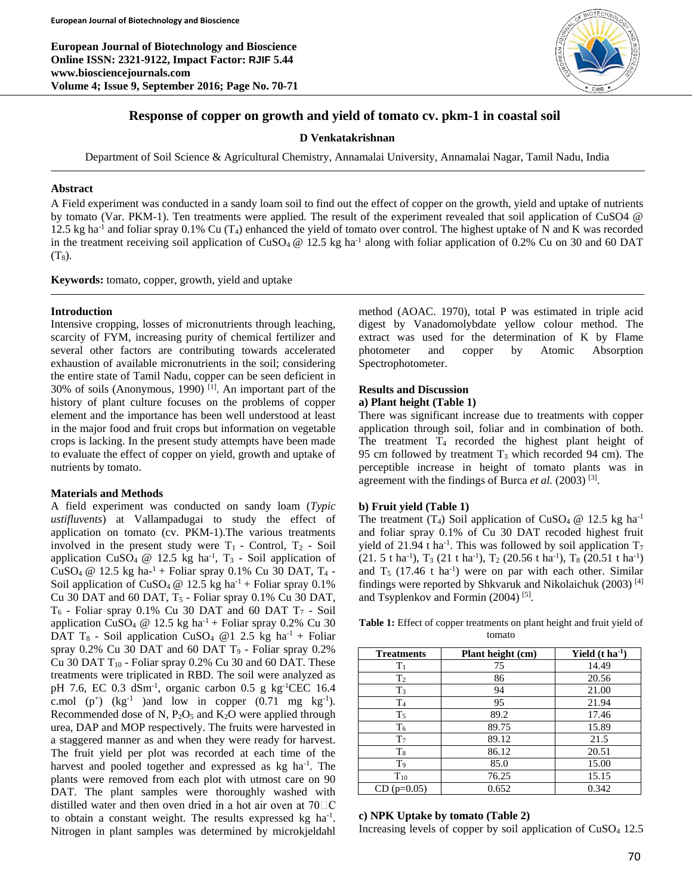# Response of copper on growth and yield of tomato cv. pkm-1 in coastal soil

**D Venkatakrishnan**

Department of Soil Science & Agricultural Chemistry, Annamalai University, Annamalai Nagar, Tamil Nadu, India

## Abstract

A Field experiment was conducted in a sandy loam soil to find out the effect of copper on the growth, yield and uptake of nutrients by tomato (Var. PKM-1). Ten treatments were applied. The result of the experiment revealed that soil application of CuSO4 @ 12.5 kg ha$^{-1}$ and foliar spray 0.1% Cu ($T_4$) enhanced the yield of tomato over control. The highest uptake of N and K was recorded in the treatment receiving soil application of $CuSO_4$ @ 12.5 kg ha$^{-1}$ along with foliar application of 0.2% Cu on 30 and 60 DAT ($T_8$).

**Keywords:** tomato, copper, growth, yield and uptake

## Introduction

Intensive cropping, losses of micronutrients through leaching, scarcity of FYM, increasing purity of chemical fertilizer and several other factors are contributing towards accelerated exhaustion of available micronutrients in the soil; considering the entire state of Tamil Nadu, copper can be seen deficient in 30% of soils (Anonymous, 1990) [1]. An important part of the history of plant culture focuses on the problems of copper element and the importance has been well understood at least in the major food and fruit crops but information on vegetable crops is lacking. In the present study attempts have been made to evaluate the effect of copper on yield, growth and uptake of nutrients by tomato.

## Materials and Methods

A field experiment was conducted on sandy loam (*Typic ustifluvents*) at Vallampadugai to study the effect of application on tomato (cv. PKM-1).The various treatments involved in the present study were $T_1$ - Control, $T_2$ - Soil application $CuSO_4$ @ 12.5 kg ha$^{-1}$, $T_3$ - Soil application of $CuSO_4$ @ 12.5 kg ha-$^{1}$ + Foliar spray 0.1% Cu 30 DAT, $T_4$ - Soil application of $CuSO_4$ @ 12.5 kg ha$^{-1}$ + Foliar spray 0.1% Cu 30 DAT and 60 DAT, $T_5$ - Foliar spray 0.1% Cu 30 DAT, $T_6$ - Foliar spray 0.1% Cu 30 DAT and 60 DAT $T_7$ - Soil application $CuSO_4$ @ 12.5 kg ha$^{-1}$ + Foliar spray 0.2% Cu 30 DAT $T_8$ - Soil application $CuSO_4$ @1 2.5 kg ha$^{-1}$ + Foliar spray 0.2% Cu 30 DAT and 60 DAT $T_9$ - Foliar spray 0.2% Cu 30 DAT $T_{10}$ - Foliar spray 0.2% Cu 30 and 60 DAT. These treatments were triplicated in RBD. The soil were analyzed as pH 7.6, EC 0.3 dSm$^{-1}$, organic carbon 0.5 g kg$^{-1}$CEC 16.4 c.mol ($p^+$) (kg$^{-1}$ )and low in copper (0.71 mg kg$^{-1}$). Recommended dose of N, $P_2O_5$ and $K_2O$ were applied through urea, DAP and MOP respectively. The fruits were harvested in a staggered manner as and when they were ready for harvest. The fruit yield per plot was recorded at each time of the harvest and pooled together and expressed as kg ha$^{-1}$. The plants were removed from each plot with utmost care on 90 DAT. The plant samples were thoroughly washed with distilled water and then oven dried in a hot air oven at 70□C to obtain a constant weight. The results expressed kg ha$^{-1}$. Nitrogen in plant samples was determined by microkjeldahl method (AOAC. 1970), total P was estimated in triple acid digest by Vanadomolybdate yellow colour method. The extract was used for the determination of K by Flame photometer and copper by Atomic Absorption Spectrophotometer.

## Results and Discussion

### a) Plant height (Table 1)

There was significant increase due to treatments with copper application through soil, foliar and in combination of both. The treatment $T_4$ recorded the highest plant height of 95 cm followed by treatment $T_3$ which recorded 94 cm). The perceptible increase in height of tomato plants was in agreement with the findings of Burca *et al.* (2003) [3].

### b) Fruit yield (Table 1)

The treatment ($T_4$) Soil application of $CuSO_4$ @ 12.5 kg ha$^{-1}$ and foliar spray 0.1% of Cu 30 DAT recoded highest fruit yield of 21.94 t ha$^{-1}$. This was followed by soil application $T_7$ (21. 5 t ha$^{-1}$), $T_3$ (21 t ha$^{-1}$), $T_2$ (20.56 t ha$^{-1}$), $T_8$ (20.51 t ha$^{-1}$) and $T_5$ (17.46 t ha$^{-1}$) were on par with each other. Similar findings were reported by Shkvaruk and Nikolaichuk (2003) [4] and Tsyplenkov and Formin (2004) [5].

**Table 1:** Effect of copper treatments on plant height and fruit yield of tomato

| Treatments | Plant height (cm) | Yield (t ha$^{-1}$) |
|---|---|---|
| $T_1$ | 75 | 14.49 |
| $T_2$ | 86 | 20.56 |
| $T_3$ | 94 | 21.00 |
| $T_4$ | 95 | 21.94 |
| $T_5$ | 89.2 | 17.46 |
| $T_6$ | 89.75 | 15.89 |
| $T_7$ | 89.12 | 21.5 |
| $T_8$ | 86.12 | 20.51 |
| $T_9$ | 85.0 | 15.00 |
| $T_{10}$ | 76.25 | 15.15 |
| CD (p=0.05) | 0.652 | 0.342 |

### c) NPK Uptake by tomato (Table 2)

Increasing levels of copper by soil application of $CuSO_4$ 12.5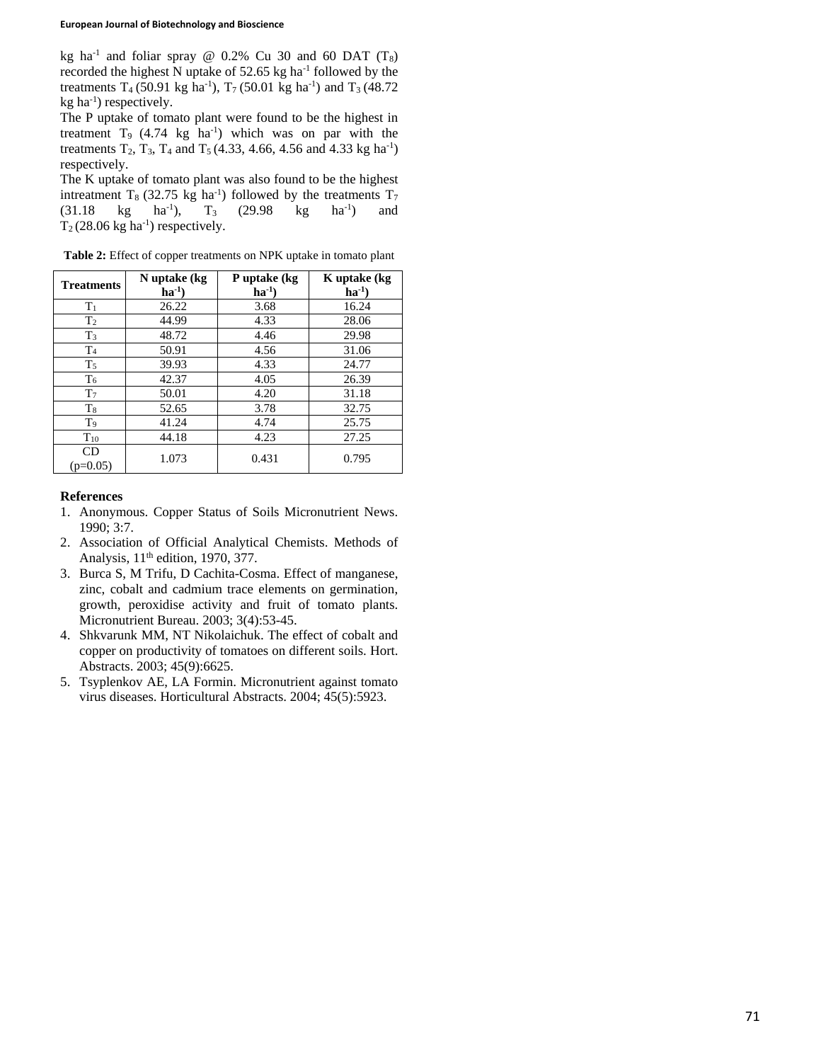kg ha$^{-1}$ and foliar spray @ 0.2% Cu 30 and 60 DAT ($T_8$) recorded the highest N uptake of 52.65 kg ha$^{-1}$ followed by the treatments $T_4$ (50.91 kg ha$^{-1}$), $T_7$ (50.01 kg ha$^{-1}$) and $T_3$ (48.72 kg ha$^{-1}$) respectively.

The P uptake of tomato plant were found to be the highest in treatment $T_9$ (4.74 kg ha$^{-1}$) which was on par with the treatments $T_2$, $T_3$, $T_4$ and $T_5$ (4.33, 4.66, 4.56 and 4.33 kg ha$^{-1}$) respectively.

The K uptake of tomato plant was also found to be the highest intreatment $T_8$ (32.75 kg ha$^{-1}$) followed by the treatments $T_7$ (31.18 kg ha$^{-1}$), $T_3$ (29.98 kg ha$^{-1}$) and $T_2$ (28.06 kg ha$^{-1}$) respectively.

**Table 2:** Effect of copper treatments on NPK uptake in tomato plant

| Treatments | N uptake (kg ha$^{-1}$) | P uptake (kg ha$^{-1}$) | K uptake (kg ha$^{-1}$) |
|---|---|---|---|
| $T_1$ | 26.22 | 3.68 | 16.24 |
| $T_2$ | 44.99 | 4.33 | 28.06 |
| $T_3$ | 48.72 | 4.46 | 29.98 |
| $T_4$ | 50.91 | 4.56 | 31.06 |
| $T_5$ | 39.93 | 4.33 | 24.77 |
| $T_6$ | 42.37 | 4.05 | 26.39 |
| $T_7$ | 50.01 | 4.20 | 31.18 |
| $T_8$ | 52.65 | 3.78 | 32.75 |
| $T_9$ | 41.24 | 4.74 | 25.75 |
| $T_{10}$ | 44.18 | 4.23 | 27.25 |
| CD (p=0.05) | 1.073 | 0.431 | 0.795 |

## References

1. Anonymous. Copper Status of Soils Micronutrient News. 1990; 3:7.
2. Association of Official Analytical Chemists. Methods of Analysis, 11th edition, 1970, 377.
3. Burca S, M Trifu, D Cachita-Cosma. Effect of manganese, zinc, cobalt and cadmium trace elements on germination, growth, peroxidise activity and fruit of tomato plants. Micronutrient Bureau. 2003; 3(4):53-45.
4. Shkvarunk MM, NT Nikolaichuk. The effect of cobalt and copper on productivity of tomatoes on different soils. Hort. Abstracts. 2003; 45(9):6625.
5. Tsyplenkov AE, LA Formin. Micronutrient against tomato virus diseases. Horticultural Abstracts. 2004; 45(5):5923.